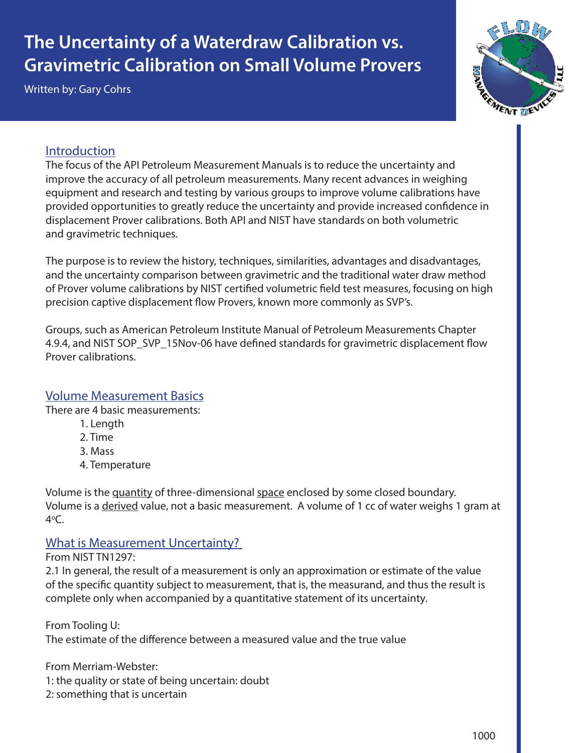# The Uncertainty of a Waterdraw Calibration vs. Gravimetric Calibration on Small Volume Provers

Written by: Gary Cohrs

## Introduction

The focus of the API Petroleum Measurement Manuals is to reduce the uncertainty and improve the accuracy of all petroleum measurements. Many recent advances in weighing equipment and research and testing by various groups to improve volume calibrations have provided opportunities to greatly reduce the uncertainty and provide increased confidence in displacement Prover calibrations. Both API and NIST have standards on both volumetric and gravimetric techniques.

The purpose is to review the history, techniques, similarities, advantages and disadvantages, and the uncertainty comparison between gravimetric and the traditional water draw method of Prover volume calibrations by NIST certified volumetric field test measures, focusing on high precision captive displacement flow Provers, known more commonly as SVP's.

Groups, such as American Petroleum Institute Manual of Petroleum Measurements Chapter 4.9.4, and NIST SOP_SVP_15Nov-06 have defined standards for gravimetric displacement flow Prover calibrations.

## Volume Measurement Basics

There are 4 basic measurements:

1. Length
2. Time
3. Mass
4. Temperature

Volume is the quantity of three-dimensional space enclosed by some closed boundary. Volume is a derived value, not a basic measurement. A volume of 1 cc of water weighs 1 gram at 4°C.

## What is Measurement Uncertainty?

From NIST TN1297:
2.1 In general, the result of a measurement is only an approximation or estimate of the value of the specific quantity subject to measurement, that is, the measurand, and thus the result is complete only when accompanied by a quantitative statement of its uncertainty.

From Tooling U:
The estimate of the difference between a measured value and the true value

From Merriam-Webster:
1: the quality or state of being uncertain: doubt
2: something that is uncertain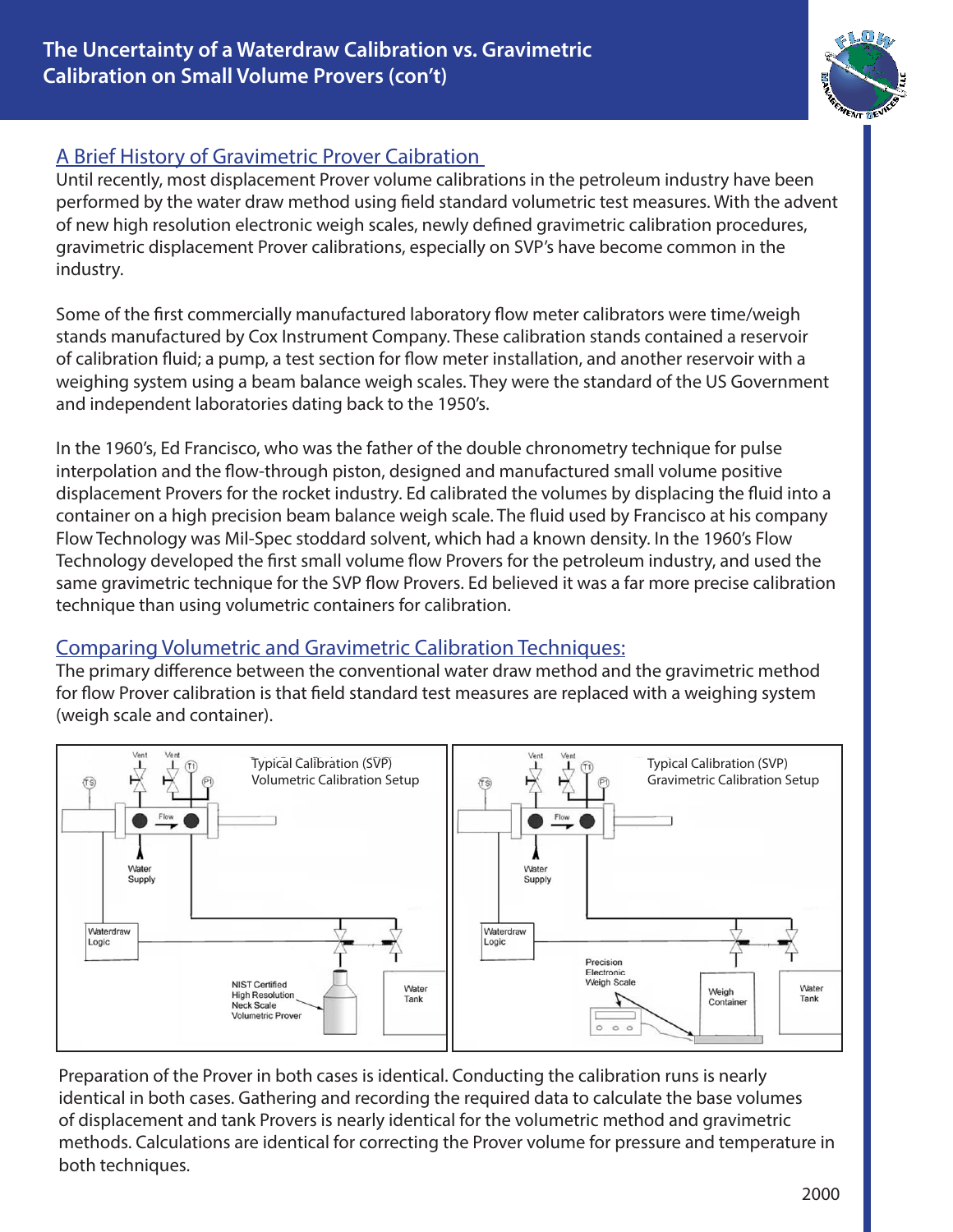## A Brief History of Gravimetric Prover Calibration

Until recently, most displacement Prover volume calibrations in the petroleum industry have been performed by the water draw method using field standard volumetric test measures. With the advent of new high resolution electronic weigh scales, newly defined gravimetric calibration procedures, gravimetric displacement Prover calibrations, especially on SVP's have become common in the industry.

Some of the first commercially manufactured laboratory flow meter calibrators were time/weigh stands manufactured by Cox Instrument Company. These calibration stands contained a reservoir of calibration fluid; a pump, a test section for flow meter installation, and another reservoir with a weighing system using a beam balance weigh scales. They were the standard of the US Government and independent laboratories dating back to the 1950's.

In the 1960's, Ed Francisco, who was the father of the double chronometry technique for pulse interpolation and the flow-through piston, designed and manufactured small volume positive displacement Provers for the rocket industry. Ed calibrated the volumes by displacing the fluid into a container on a high precision beam balance weigh scale. The fluid used by Francisco at his company Flow Technology was Mil-Spec stoddard solvent, which had a known density. In the 1960's Flow Technology developed the first small volume flow Provers for the petroleum industry, and used the same gravimetric technique for the SVP flow Provers. Ed believed it was a far more precise calibration technique than using volumetric containers for calibration.

## Comparing Volumetric and Gravimetric Calibration Techniques:

The primary difference between the conventional water draw method and the gravimetric method for flow Prover calibration is that field standard test measures are replaced with a weighing system (weigh scale and container).

Typical Calibration (SVP) Volumetric Calibration Setup

Typical Calibration (SVP) Gravimetric Calibration Setup

Preparation of the Prover in both cases is identical. Conducting the calibration runs is nearly identical in both cases. Gathering and recording the required data to calculate the base volumes of displacement and tank Provers is nearly identical for the volumetric method and gravimetric methods. Calculations are identical for correcting the Prover volume for pressure and temperature in both techniques.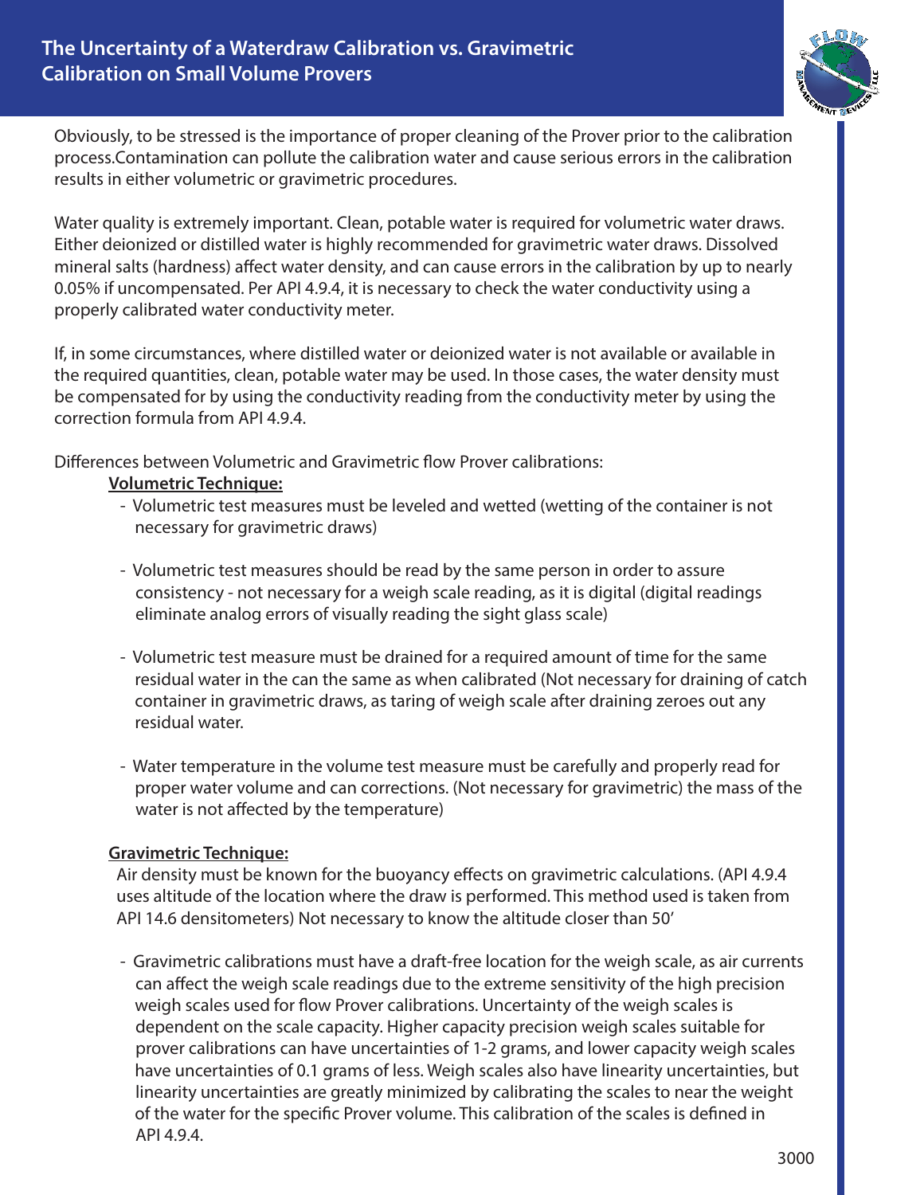Obviously, to be stressed is the importance of proper cleaning of the Prover prior to the calibration process.Contamination can pollute the calibration water and cause serious errors in the calibration results in either volumetric or gravimetric procedures.

Water quality is extremely important. Clean, potable water is required for volumetric water draws. Either deionized or distilled water is highly recommended for gravimetric water draws. Dissolved mineral salts (hardness) affect water density, and can cause errors in the calibration by up to nearly 0.05% if uncompensated. Per API 4.9.4, it is necessary to check the water conductivity using a properly calibrated water conductivity meter.

If, in some circumstances, where distilled water or deionized water is not available or available in the required quantities, clean, potable water may be used. In those cases, the water density must be compensated for by using the conductivity reading from the conductivity meter by using the correction formula from API 4.9.4.

Differences between Volumetric and Gravimetric flow Prover calibrations:

**Volumetric Technique:**

- Volumetric test measures must be leveled and wetted (wetting of the container is not necessary for gravimetric draws)

- Volumetric test measures should be read by the same person in order to assure consistency - not necessary for a weigh scale reading, as it is digital (digital readings eliminate analog errors of visually reading the sight glass scale)

- Volumetric test measure must be drained for a required amount of time for the same residual water in the can the same as when calibrated (Not necessary for draining of catch container in gravimetric draws, as taring of weigh scale after draining zeroes out any residual water.

- Water temperature in the volume test measure must be carefully and properly read for proper water volume and can corrections. (Not necessary for gravimetric) the mass of the water is not affected by the temperature)

**Gravimetric Technique:**

Air density must be known for the buoyancy effects on gravimetric calculations. (API 4.9.4 uses altitude of the location where the draw is performed. This method used is taken from API 14.6 densitometers) Not necessary to know the altitude closer than 50'

- Gravimetric calibrations must have a draft-free location for the weigh scale, as air currents can affect the weigh scale readings due to the extreme sensitivity of the high precision weigh scales used for flow Prover calibrations. Uncertainty of the weigh scales is dependent on the scale capacity. Higher capacity precision weigh scales suitable for prover calibrations can have uncertainties of 1-2 grams, and lower capacity weigh scales have uncertainties of 0.1 grams of less. Weigh scales also have linearity uncertainties, but linearity uncertainties are greatly minimized by calibrating the scales to near the weight of the water for the specific Prover volume. This calibration of the scales is defined in API 4.9.4.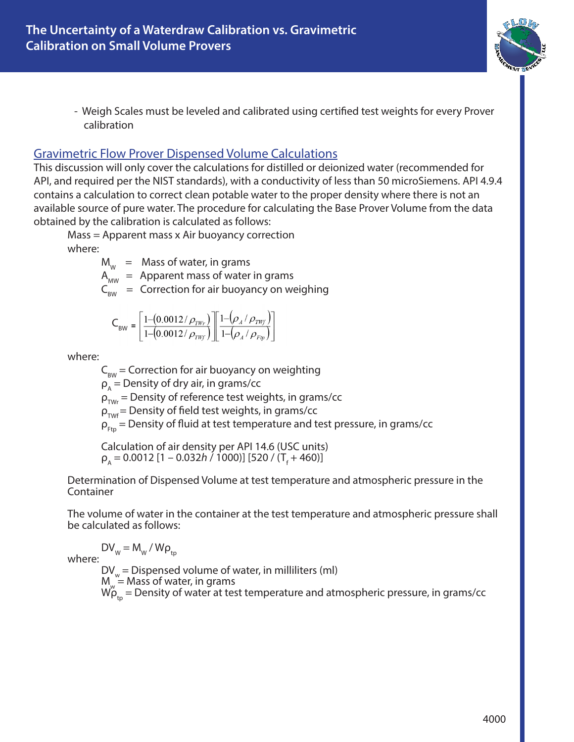- Weigh Scales must be leveled and calibrated using certified test weights for every Prover calibration

## Gravimetric Flow Prover Dispensed Volume Calculations

This discussion will only cover the calculations for distilled or deionized water (recommended for API, and required per the NIST standards), with a conductivity of less than 50 microSiemens. API 4.9.4 contains a calculation to correct clean potable water to the proper density where there is not an available source of pure water. The procedure for calculating the Base Prover Volume from the data obtained by the calibration is calculated as follows:

Mass = Apparent mass x Air buoyancy correction

where:

$M_W$ = Mass of water, in grams
$A_{MW}$ = Apparent mass of water in grams
$C_{BW}$ = Correction for air buoyancy on weighing

$$C_{BW} = \left[\frac{1-(0.0012/\rho_{TWr})}{1-(0.0012/\rho_{TWf})}\right]\left[\frac{1-(\rho_A/\rho_{TWf})}{1-(\rho_A/\rho_{Ftp})}\right]$$

where:

$C_{BW}$ = Correction for air buoyancy on weighting
$\rho_A$ = Density of dry air, in grams/cc
$\rho_{TWr}$ = Density of reference test weights, in grams/cc
$\rho_{TWf}$ = Density of field test weights, in grams/cc
$\rho_{Ftp}$ = Density of fluid at test temperature and test pressure, in grams/cc

Calculation of air density per API 14.6 (USC units)
$\rho_A = 0.0012\ [1 - 0.032h / 1000)]\ [520 / (T_f + 460)]$

Determination of Dispensed Volume at test temperature and atmospheric pressure in the Container

The volume of water in the container at the test temperature and atmospheric pressure shall be calculated as follows:

$DV_W = M_W / W\rho_{tp}$

where:

$DV_w$ = Dispensed volume of water, in milliliters (ml)
$M_w$ = Mass of water, in grams
$W\rho_{tp}$ = Density of water at test temperature and atmospheric pressure, in grams/cc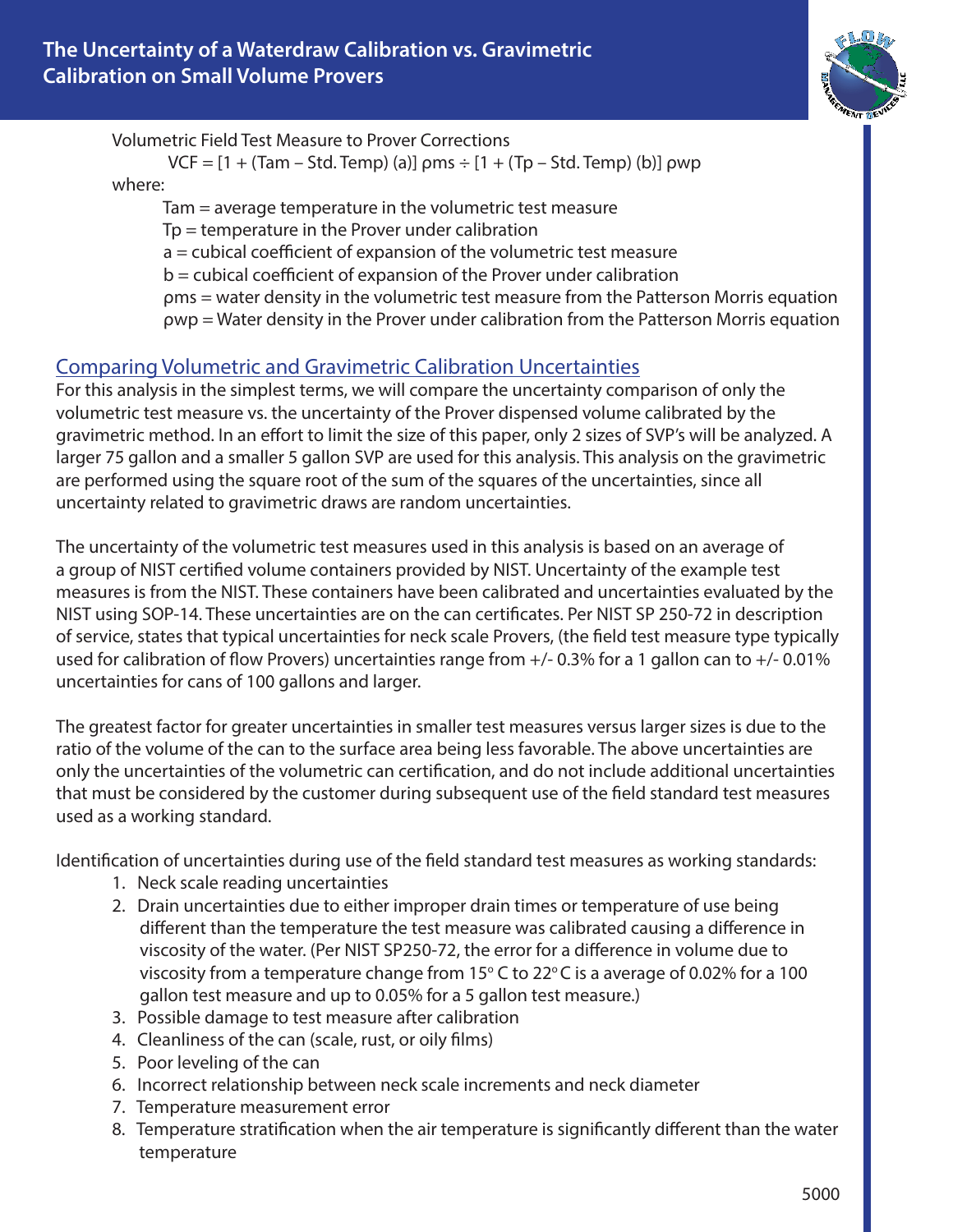Volumetric Field Test Measure to Prover Corrections

$$VCF = [1 + (Tam - Std. Temp)(a)]\,\rho ms \div [1 + (Tp - Std. Temp)(b)]\,\rho wp$$

where:

- Tam = average temperature in the volumetric test measure
- Tp = temperature in the Prover under calibration
- a = cubical coefficient of expansion of the volumetric test measure
- b = cubical coefficient of expansion of the Prover under calibration
- ρms = water density in the volumetric test measure from the Patterson Morris equation
- ρwp = Water density in the Prover under calibration from the Patterson Morris equation

## Comparing Volumetric and Gravimetric Calibration Uncertainties

For this analysis in the simplest terms, we will compare the uncertainty comparison of only the volumetric test measure vs. the uncertainty of the Prover dispensed volume calibrated by the gravimetric method. In an effort to limit the size of this paper, only 2 sizes of SVP's will be analyzed. A larger 75 gallon and a smaller 5 gallon SVP are used for this analysis. This analysis on the gravimetric are performed using the square root of the sum of the squares of the uncertainties, since all uncertainty related to gravimetric draws are random uncertainties.

The uncertainty of the volumetric test measures used in this analysis is based on an average of a group of NIST certified volume containers provided by NIST. Uncertainty of the example test measures is from the NIST. These containers have been calibrated and uncertainties evaluated by the NIST using SOP-14. These uncertainties are on the can certificates. Per NIST SP 250-72 in description of service, states that typical uncertainties for neck scale Provers, (the field test measure type typically used for calibration of flow Provers) uncertainties range from +/- 0.3% for a 1 gallon can to +/- 0.01% uncertainties for cans of 100 gallons and larger.

The greatest factor for greater uncertainties in smaller test measures versus larger sizes is due to the ratio of the volume of the can to the surface area being less favorable. The above uncertainties are only the uncertainties of the volumetric can certification, and do not include additional uncertainties that must be considered by the customer during subsequent use of the field standard test measures used as a working standard.

Identification of uncertainties during use of the field standard test measures as working standards:

1. Neck scale reading uncertainties
2. Drain uncertainties due to either improper drain times or temperature of use being different than the temperature the test measure was calibrated causing a difference in viscosity of the water. (Per NIST SP250-72, the error for a difference in volume due to viscosity from a temperature change from 15° C to 22° C is a average of 0.02% for a 100 gallon test measure and up to 0.05% for a 5 gallon test measure.)
3. Possible damage to test measure after calibration
4. Cleanliness of the can (scale, rust, or oily films)
5. Poor leveling of the can
6. Incorrect relationship between neck scale increments and neck diameter
7. Temperature measurement error
8. Temperature stratification when the air temperature is significantly different than the water temperature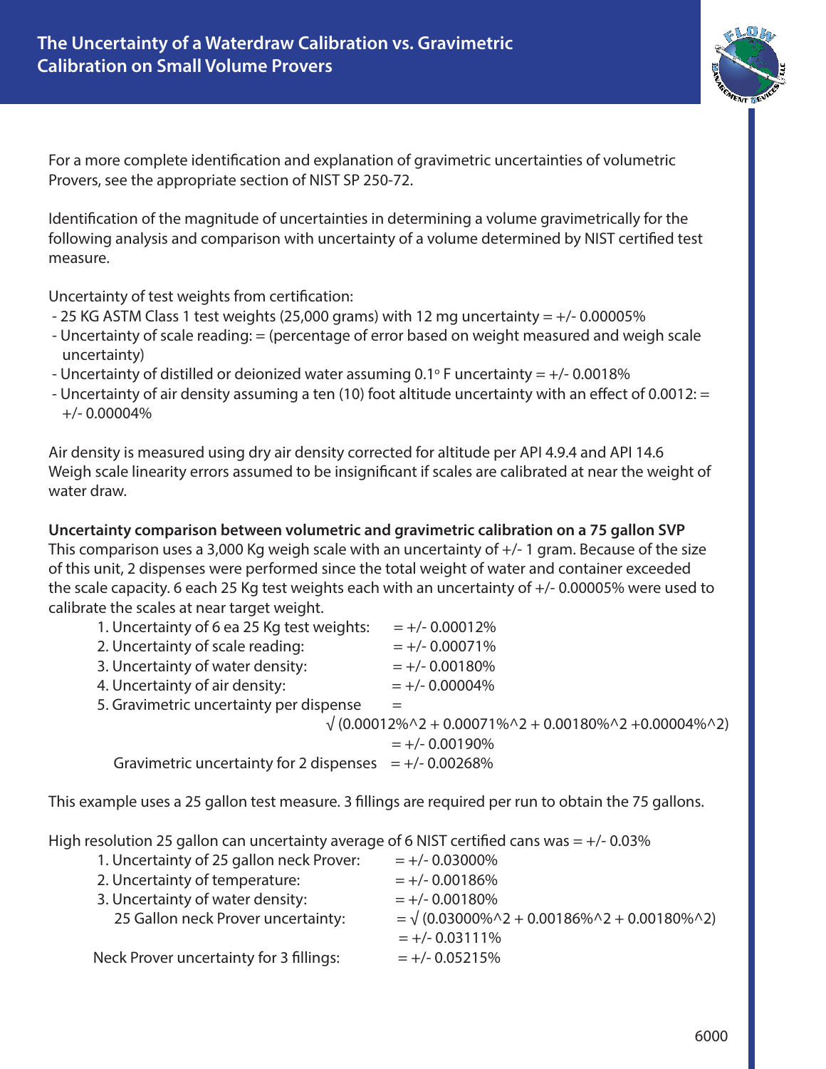# The Uncertainty of a Waterdraw Calibration vs. Gravimetric Calibration on Small Volume Provers

For a more complete identification and explanation of gravimetric uncertainties of volumetric Provers, see the appropriate section of NIST SP 250-72.

Identification of the magnitude of uncertainties in determining a volume gravimetrically for the following analysis and comparison with uncertainty of a volume determined by NIST certified test measure.

Uncertainty of test weights from certification:

- 25 KG ASTM Class 1 test weights (25,000 grams) with 12 mg uncertainty = +/- 0.00005%
- Uncertainty of scale reading: = (percentage of error based on weight measured and weigh scale uncertainty)
- Uncertainty of distilled or deionized water assuming 0.1° F uncertainty = +/- 0.0018%
- Uncertainty of air density assuming a ten (10) foot altitude uncertainty with an effect of 0.0012: = +/- 0.00004%

Air density is measured using dry air density corrected for altitude per API 4.9.4 and API 14.6
Weigh scale linearity errors assumed to be insignificant if scales are calibrated at near the weight of water draw.

**Uncertainty comparison between volumetric and gravimetric calibration on a 75 gallon SVP**
This comparison uses a 3,000 Kg weigh scale with an uncertainty of +/- 1 gram. Because of the size of this unit, 2 dispenses were performed since the total weight of water and container exceeded the scale capacity. 6 each 25 Kg test weights each with an uncertainty of +/- 0.00005% were used to calibrate the scales at near target weight.

1. Uncertainty of 6 ea 25 Kg test weights: = +/- 0.00012%
2. Uncertainty of scale reading: = +/- 0.00071%
3. Uncertainty of water density: = +/- 0.00180%
4. Uncertainty of air density: = +/- 0.00004%
5. Gravimetric uncertainty per dispense = $\sqrt{(0.00012\%^2 + 0.00071\%^2 + 0.00180\%^2 + 0.00004\%^2)}$ = +/- 0.00190%

Gravimetric uncertainty for 2 dispenses = +/- 0.00268%

This example uses a 25 gallon test measure. 3 fillings are required per run to obtain the 75 gallons.

High resolution 25 gallon can uncertainty average of 6 NIST certified cans was = +/- 0.03%

1. Uncertainty of 25 gallon neck Prover: = +/- 0.03000%
2. Uncertainty of temperature: = +/- 0.00186%
3. Uncertainty of water density: = +/- 0.00180%

25 Gallon neck Prover uncertainty: = $\sqrt{(0.03000\%^2 + 0.00186\%^2 + 0.00180\%^2)}$ = +/- 0.03111%

Neck Prover uncertainty for 3 fillings: = +/- 0.05215%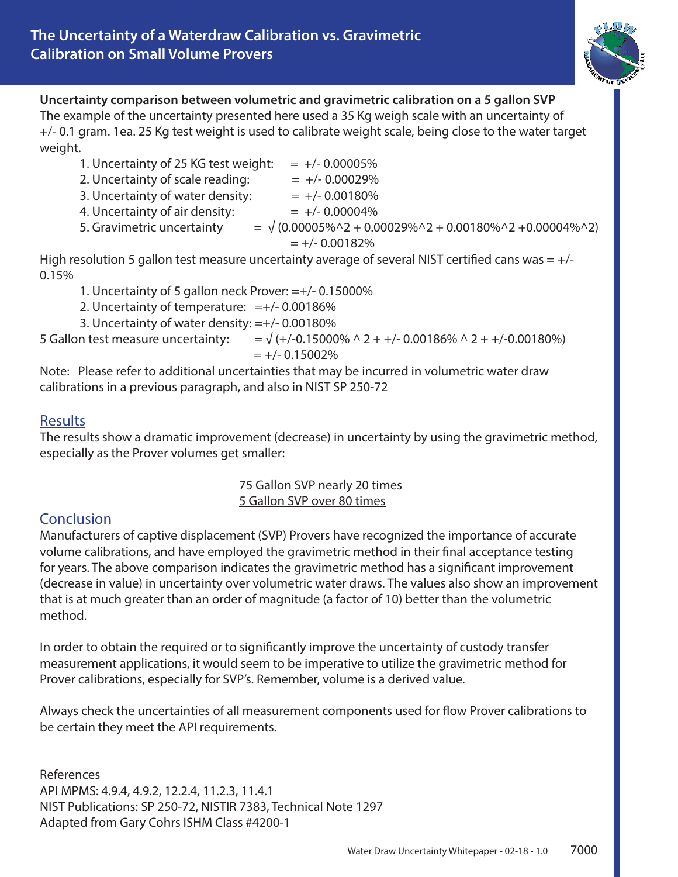**Uncertainty comparison between volumetric and gravimetric calibration on a 5 gallon SVP**

The example of the uncertainty presented here used a 35 Kg weigh scale with an uncertainty of +/- 0.1 gram. 1ea. 25 Kg test weight is used to calibrate weight scale, being close to the water target weight.

1. Uncertainty of 25 KG test weight: = +/- 0.00005%
2. Uncertainty of scale reading: = +/- 0.00029%
3. Uncertainty of water density: = +/- 0.00180%
4. Uncertainty of air density: = +/- 0.00004%
5. Gravimetric uncertainty = √ (0.00005%^2 + 0.00029%^2 + 0.00180%^2 +0.00004%^2)  
   = +/- 0.00182%

High resolution 5 gallon test measure uncertainty average of several NIST certified cans was = +/- 0.15%

1. Uncertainty of 5 gallon neck Prover: =+/- 0.15000%
2. Uncertainty of temperature: =+/- 0.00186%
3. Uncertainty of water density: =+/- 0.00180%

5 Gallon test measure uncertainty: = √ (+/-0.15000% ^ 2 + +/- 0.00186% ^ 2 + +/-0.00180%)  
= +/- 0.15002%

Note: Please refer to additional uncertainties that may be incurred in volumetric water draw calibrations in a previous paragraph, and also in NIST SP 250-72

## Results

The results show a dramatic improvement (decrease) in uncertainty by using the gravimetric method, especially as the Prover volumes get smaller:

75 Gallon SVP nearly 20 times  
5 Gallon SVP over 80 times

## Conclusion

Manufacturers of captive displacement (SVP) Provers have recognized the importance of accurate volume calibrations, and have employed the gravimetric method in their final acceptance testing for years. The above comparison indicates the gravimetric method has a significant improvement (decrease in value) in uncertainty over volumetric water draws. The values also show an improvement that is at much greater than an order of magnitude (a factor of 10) better than the volumetric method.

In order to obtain the required or to significantly improve the uncertainty of custody transfer measurement applications, it would seem to be imperative to utilize the gravimetric method for Prover calibrations, especially for SVP's. Remember, volume is a derived value.

Always check the uncertainties of all measurement components used for flow Prover calibrations to be certain they meet the API requirements.

References  
API MPMS: 4.9.4, 4.9.2, 12.2.4, 11.2.3, 11.4.1  
NIST Publications: SP 250-72, NISTIR 7383, Technical Note 1297  
Adapted from Gary Cohrs ISHM Class #4200-1